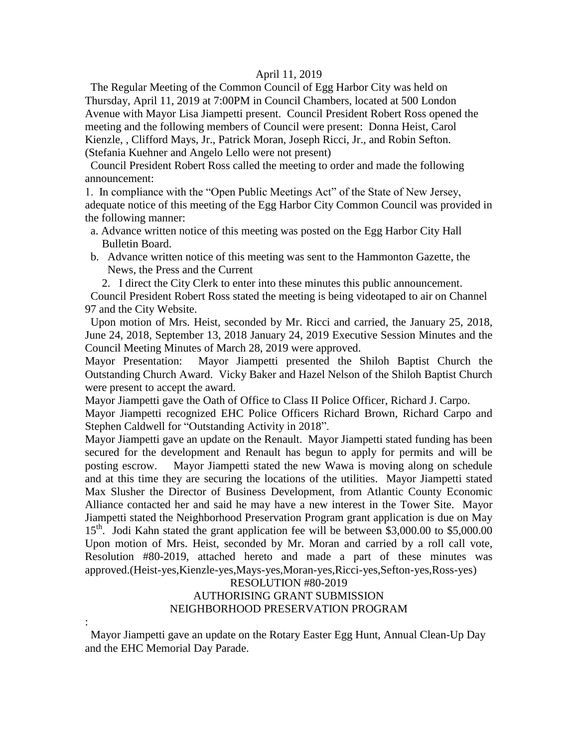April 11, 2019

The Regular Meeting of the Common Council of Egg Harbor City was held on Thursday, April 11, 2019 at 7:00PM in Council Chambers, located at 500 London Avenue with Mayor Lisa Jiampetti present. Council President Robert Ross opened the meeting and the following members of Council were present: Donna Heist, Carol Kienzle, , Clifford Mays, Jr., Patrick Moran, Joseph Ricci, Jr., and Robin Sefton. (Stefania Kuehner and Angelo Lello were not present)

Council President Robert Ross called the meeting to order and made the following announcement:

1. In compliance with the "Open Public Meetings Act" of the State of New Jersey, adequate notice of this meeting of the Egg Harbor City Common Council was provided in the following manner:
   a. Advance written notice of this meeting was posted on the Egg Harbor City Hall Bulletin Board.
   b. Advance written notice of this meeting was sent to the Hammonton Gazette, the News, the Press and the Current
2. I direct the City Clerk to enter into these minutes this public announcement.

Council President Robert Ross stated the meeting is being videotaped to air on Channel 97 and the City Website.

Upon motion of Mrs. Heist, seconded by Mr. Ricci and carried, the January 25, 2018, June 24, 2018, September 13, 2018 January 24, 2019 Executive Session Minutes and the Council Meeting Minutes of March 28, 2019 were approved.

Mayor Presentation: Mayor Jiampetti presented the Shiloh Baptist Church the Outstanding Church Award. Vicky Baker and Hazel Nelson of the Shiloh Baptist Church were present to accept the award.

Mayor Jiampetti gave the Oath of Office to Class II Police Officer, Richard J. Carpo.

Mayor Jiampetti recognized EHC Police Officers Richard Brown, Richard Carpo and Stephen Caldwell for "Outstanding Activity in 2018".

Mayor Jiampetti gave an update on the Renault. Mayor Jiampetti stated funding has been secured for the development and Renault has begun to apply for permits and will be posting escrow. Mayor Jiampetti stated the new Wawa is moving along on schedule and at this time they are securing the locations of the utilities. Mayor Jiampetti stated Max Slusher the Director of Business Development, from Atlantic County Economic Alliance contacted her and said he may have a new interest in the Tower Site. Mayor Jiampetti stated the Neighborhood Preservation Program grant application is due on May 15th. Jodi Kahn stated the grant application fee will be between $3,000.00 to $5,000.00 Upon motion of Mrs. Heist, seconded by Mr. Moran and carried by a roll call vote, Resolution #80-2019, attached hereto and made a part of these minutes was approved.(Heist-yes,Kienzle-yes,Mays-yes,Moran-yes,Ricci-yes,Sefton-yes,Ross-yes)

RESOLUTION #80-2019
AUTHORISING GRANT SUBMISSION
NEIGHBORHOOD PRESERVATION PROGRAM

:

Mayor Jiampetti gave an update on the Rotary Easter Egg Hunt, Annual Clean-Up Day and the EHC Memorial Day Parade.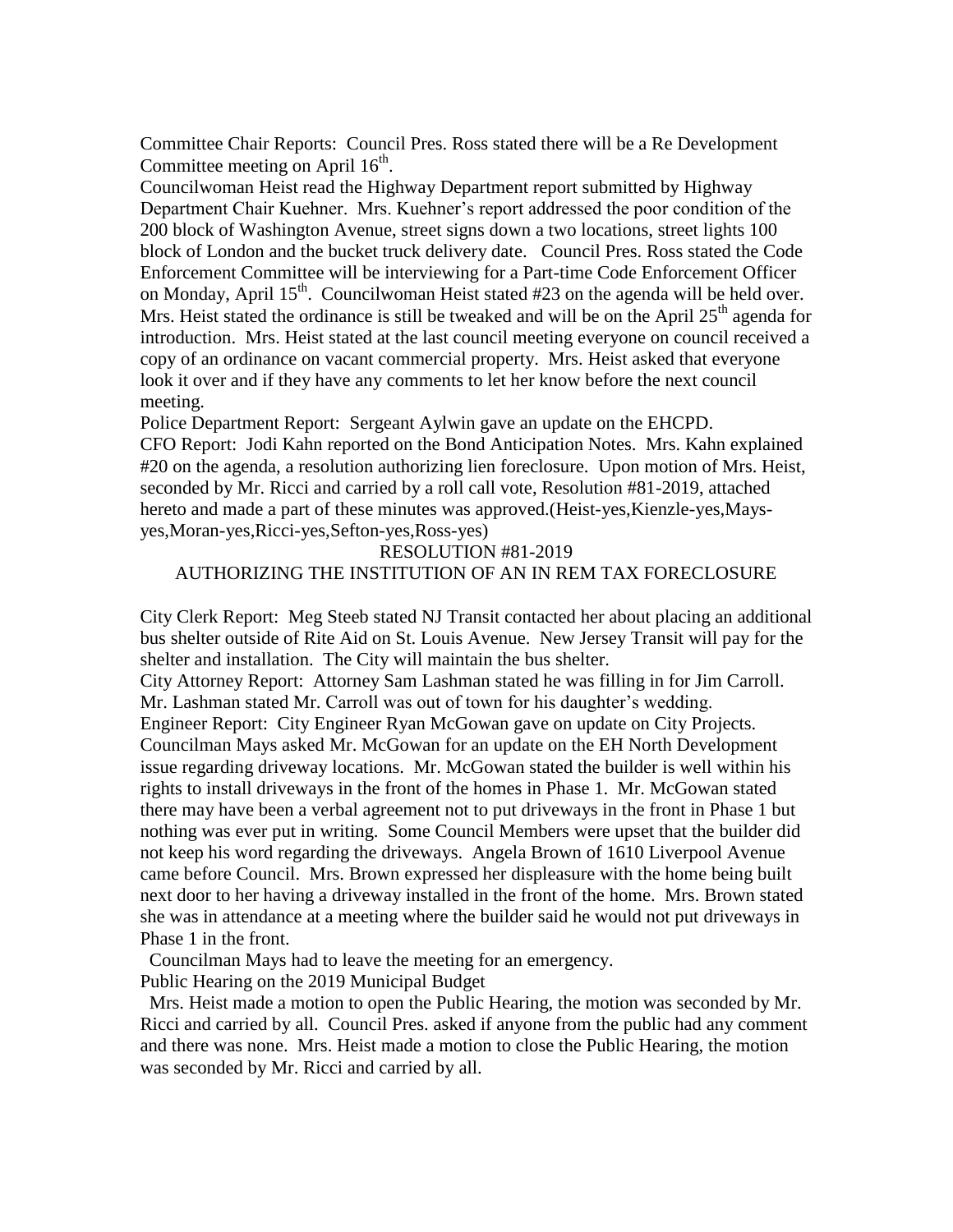Committee Chair Reports: Council Pres. Ross stated there will be a Re Development Committee meeting on April 16th.

Councilwoman Heist read the Highway Department report submitted by Highway Department Chair Kuehner. Mrs. Kuehner's report addressed the poor condition of the 200 block of Washington Avenue, street signs down a two locations, street lights 100 block of London and the bucket truck delivery date. Council Pres. Ross stated the Code Enforcement Committee will be interviewing for a Part-time Code Enforcement Officer on Monday, April 15th. Councilwoman Heist stated #23 on the agenda will be held over. Mrs. Heist stated the ordinance is still be tweaked and will be on the April 25th agenda for introduction. Mrs. Heist stated at the last council meeting everyone on council received a copy of an ordinance on vacant commercial property. Mrs. Heist asked that everyone look it over and if they have any comments to let her know before the next council meeting.

Police Department Report: Sergeant Aylwin gave an update on the EHCPD.

CFO Report: Jodi Kahn reported on the Bond Anticipation Notes. Mrs. Kahn explained #20 on the agenda, a resolution authorizing lien foreclosure. Upon motion of Mrs. Heist, seconded by Mr. Ricci and carried by a roll call vote, Resolution #81-2019, attached hereto and made a part of these minutes was approved.(Heist-yes,Kienzle-yes,Mays-yes,Moran-yes,Ricci-yes,Sefton-yes,Ross-yes)

RESOLUTION #81-2019
AUTHORIZING THE INSTITUTION OF AN IN REM TAX FORECLOSURE

City Clerk Report: Meg Steeb stated NJ Transit contacted her about placing an additional bus shelter outside of Rite Aid on St. Louis Avenue. New Jersey Transit will pay for the shelter and installation. The City will maintain the bus shelter.

City Attorney Report: Attorney Sam Lashman stated he was filling in for Jim Carroll. Mr. Lashman stated Mr. Carroll was out of town for his daughter's wedding.

Engineer Report: City Engineer Ryan McGowan gave on update on City Projects. Councilman Mays asked Mr. McGowan for an update on the EH North Development issue regarding driveway locations. Mr. McGowan stated the builder is well within his rights to install driveways in the front of the homes in Phase 1. Mr. McGowan stated there may have been a verbal agreement not to put driveways in the front in Phase 1 but nothing was ever put in writing. Some Council Members were upset that the builder did not keep his word regarding the driveways. Angela Brown of 1610 Liverpool Avenue came before Council. Mrs. Brown expressed her displeasure with the home being built next door to her having a driveway installed in the front of the home. Mrs. Brown stated she was in attendance at a meeting where the builder said he would not put driveways in Phase 1 in the front.

Councilman Mays had to leave the meeting for an emergency.

Public Hearing on the 2019 Municipal Budget

Mrs. Heist made a motion to open the Public Hearing, the motion was seconded by Mr. Ricci and carried by all. Council Pres. asked if anyone from the public had any comment and there was none. Mrs. Heist made a motion to close the Public Hearing, the motion was seconded by Mr. Ricci and carried by all.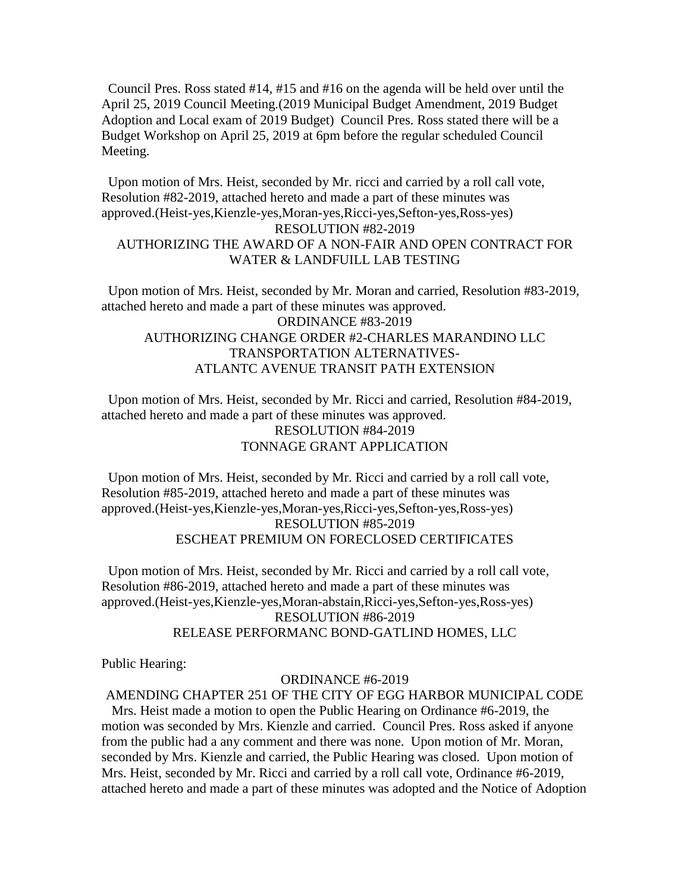Council Pres. Ross stated #14, #15 and #16 on the agenda will be held over until the April 25, 2019 Council Meeting.(2019 Municipal Budget Amendment, 2019 Budget Adoption and Local exam of 2019 Budget) Council Pres. Ross stated there will be a Budget Workshop on April 25, 2019 at 6pm before the regular scheduled Council Meeting.

Upon motion of Mrs. Heist, seconded by Mr. ricci and carried by a roll call vote, Resolution #82-2019, attached hereto and made a part of these minutes was approved.(Heist-yes,Kienzle-yes,Moran-yes,Ricci-yes,Sefton-yes,Ross-yes)

RESOLUTION #82-2019
AUTHORIZING THE AWARD OF A NON-FAIR AND OPEN CONTRACT FOR WATER & LANDFUILL LAB TESTING

Upon motion of Mrs. Heist, seconded by Mr. Moran and carried, Resolution #83-2019, attached hereto and made a part of these minutes was approved.

ORDINANCE #83-2019
AUTHORIZING CHANGE ORDER #2-CHARLES MARANDINO LLC
TRANSPORTATION ALTERNATIVES-
ATLANTC AVENUE TRANSIT PATH EXTENSION

Upon motion of Mrs. Heist, seconded by Mr. Ricci and carried, Resolution #84-2019, attached hereto and made a part of these minutes was approved.

RESOLUTION #84-2019
TONNAGE GRANT APPLICATION

Upon motion of Mrs. Heist, seconded by Mr. Ricci and carried by a roll call vote, Resolution #85-2019, attached hereto and made a part of these minutes was approved.(Heist-yes,Kienzle-yes,Moran-yes,Ricci-yes,Sefton-yes,Ross-yes)

RESOLUTION #85-2019
ESCHEAT PREMIUM ON FORECLOSED CERTIFICATES

Upon motion of Mrs. Heist, seconded by Mr. Ricci and carried by a roll call vote, Resolution #86-2019, attached hereto and made a part of these minutes was approved.(Heist-yes,Kienzle-yes,Moran-abstain,Ricci-yes,Sefton-yes,Ross-yes)

RESOLUTION #86-2019
RELEASE PERFORMANC BOND-GATLIND HOMES, LLC

Public Hearing:

ORDINANCE #6-2019
AMENDING CHAPTER 251 OF THE CITY OF EGG HARBOR MUNICIPAL CODE

Mrs. Heist made a motion to open the Public Hearing on Ordinance #6-2019, the motion was seconded by Mrs. Kienzle and carried. Council Pres. Ross asked if anyone from the public had a any comment and there was none. Upon motion of Mr. Moran, seconded by Mrs. Kienzle and carried, the Public Hearing was closed. Upon motion of Mrs. Heist, seconded by Mr. Ricci and carried by a roll call vote, Ordinance #6-2019, attached hereto and made a part of these minutes was adopted and the Notice of Adoption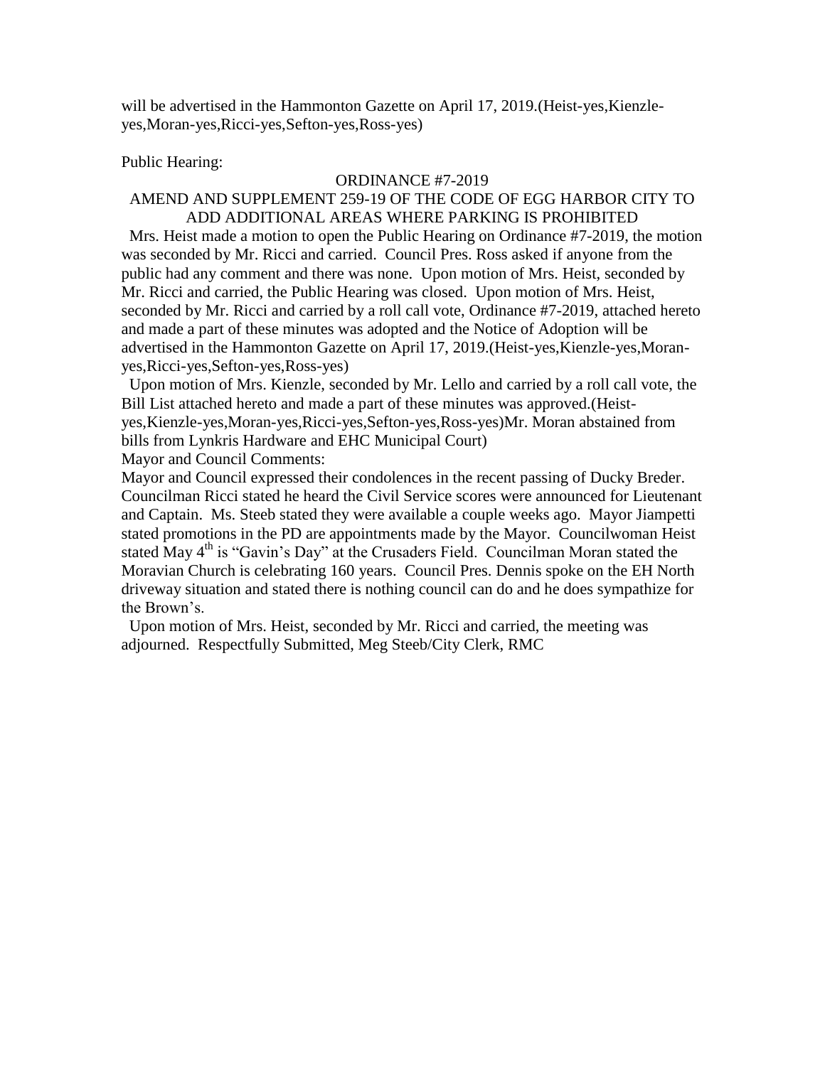will be advertised in the Hammonton Gazette on April 17, 2019.(Heist-yes,Kienzle-yes,Moran-yes,Ricci-yes,Sefton-yes,Ross-yes)

Public Hearing:

ORDINANCE #7-2019

AMEND AND SUPPLEMENT 259-19 OF THE CODE OF EGG HARBOR CITY TO ADD ADDITIONAL AREAS WHERE PARKING IS PROHIBITED

Mrs. Heist made a motion to open the Public Hearing on Ordinance #7-2019, the motion was seconded by Mr. Ricci and carried. Council Pres. Ross asked if anyone from the public had any comment and there was none. Upon motion of Mrs. Heist, seconded by Mr. Ricci and carried, the Public Hearing was closed. Upon motion of Mrs. Heist, seconded by Mr. Ricci and carried by a roll call vote, Ordinance #7-2019, attached hereto and made a part of these minutes was adopted and the Notice of Adoption will be advertised in the Hammonton Gazette on April 17, 2019.(Heist-yes,Kienzle-yes,Moran-yes,Ricci-yes,Sefton-yes,Ross-yes)

Upon motion of Mrs. Kienzle, seconded by Mr. Lello and carried by a roll call vote, the Bill List attached hereto and made a part of these minutes was approved.(Heist-yes,Kienzle-yes,Moran-yes,Ricci-yes,Sefton-yes,Ross-yes)Mr. Moran abstained from bills from Lynkris Hardware and EHC Municipal Court)

Mayor and Council Comments:

Mayor and Council expressed their condolences in the recent passing of Ducky Breder. Councilman Ricci stated he heard the Civil Service scores were announced for Lieutenant and Captain. Ms. Steeb stated they were available a couple weeks ago. Mayor Jiampetti stated promotions in the PD are appointments made by the Mayor. Councilwoman Heist stated May 4th is "Gavin's Day" at the Crusaders Field. Councilman Moran stated the Moravian Church is celebrating 160 years. Council Pres. Dennis spoke on the EH North driveway situation and stated there is nothing council can do and he does sympathize for the Brown's.

Upon motion of Mrs. Heist, seconded by Mr. Ricci and carried, the meeting was adjourned. Respectfully Submitted, Meg Steeb/City Clerk, RMC